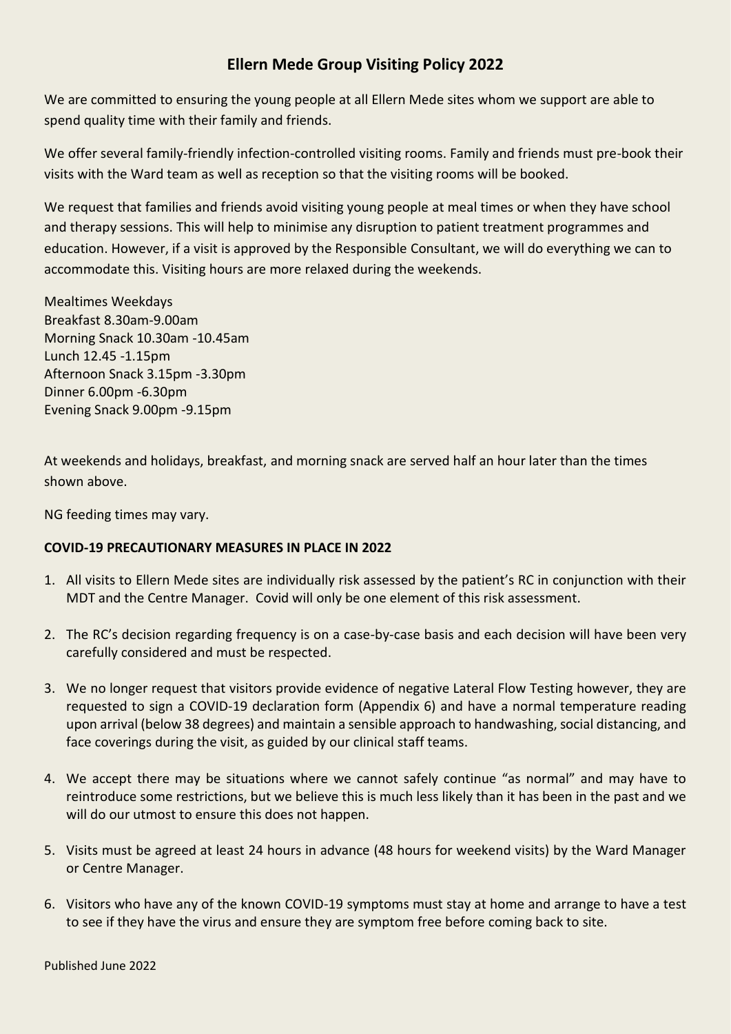# Ellern Mede Group Visiting Policy 2022

We are committed to ensuring the young people at all Ellern Mede sites whom we support are able to spend quality time with their family and friends.

We offer several family-friendly infection-controlled visiting rooms. Family and friends must pre-book their visits with the Ward team as well as reception so that the visiting rooms will be booked.

We request that families and friends avoid visiting young people at meal times or when they have school and therapy sessions. This will help to minimise any disruption to patient treatment programmes and education. However, if a visit is approved by the Responsible Consultant, we will do everything we can to accommodate this. Visiting hours are more relaxed during the weekends.

Mealtimes Weekdays
Breakfast 8.30am-9.00am
Morning Snack 10.30am -10.45am
Lunch 12.45 -1.15pm
Afternoon Snack 3.15pm -3.30pm
Dinner 6.00pm -6.30pm
Evening Snack 9.00pm -9.15pm

At weekends and holidays, breakfast, and morning snack are served half an hour later than the times shown above.

NG feeding times may vary.

**COVID-19 PRECAUTIONARY MEASURES IN PLACE IN 2022**

1. All visits to Ellern Mede sites are individually risk assessed by the patient's RC in conjunction with their MDT and the Centre Manager. Covid will only be one element of this risk assessment.

2. The RC's decision regarding frequency is on a case-by-case basis and each decision will have been very carefully considered and must be respected.

3. We no longer request that visitors provide evidence of negative Lateral Flow Testing however, they are requested to sign a COVID-19 declaration form (Appendix 6) and have a normal temperature reading upon arrival (below 38 degrees) and maintain a sensible approach to handwashing, social distancing, and face coverings during the visit, as guided by our clinical staff teams.

4. We accept there may be situations where we cannot safely continue "as normal" and may have to reintroduce some restrictions, but we believe this is much less likely than it has been in the past and we will do our utmost to ensure this does not happen.

5. Visits must be agreed at least 24 hours in advance (48 hours for weekend visits) by the Ward Manager or Centre Manager.

6. Visitors who have any of the known COVID-19 symptoms must stay at home and arrange to have a test to see if they have the virus and ensure they are symptom free before coming back to site.

Published June 2022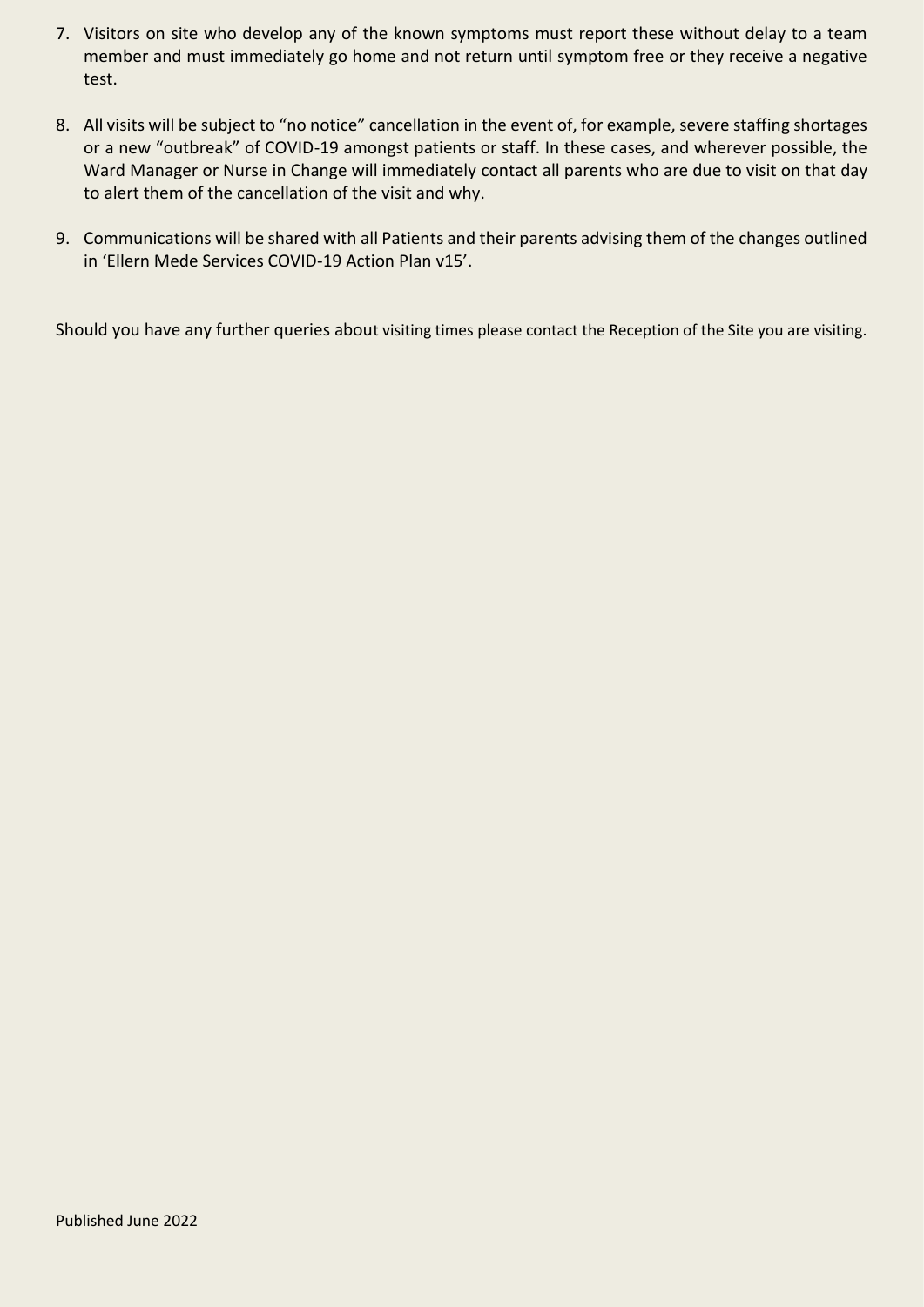7. Visitors on site who develop any of the known symptoms must report these without delay to a team member and must immediately go home and not return until symptom free or they receive a negative test.

8. All visits will be subject to "no notice" cancellation in the event of, for example, severe staffing shortages or a new "outbreak" of COVID-19 amongst patients or staff. In these cases, and wherever possible, the Ward Manager or Nurse in Change will immediately contact all parents who are due to visit on that day to alert them of the cancellation of the visit and why.

9. Communications will be shared with all Patients and their parents advising them of the changes outlined in 'Ellern Mede Services COVID-19 Action Plan v15'.

Should you have any further queries about visiting times please contact the Reception of the Site you are visiting.

Published June 2022